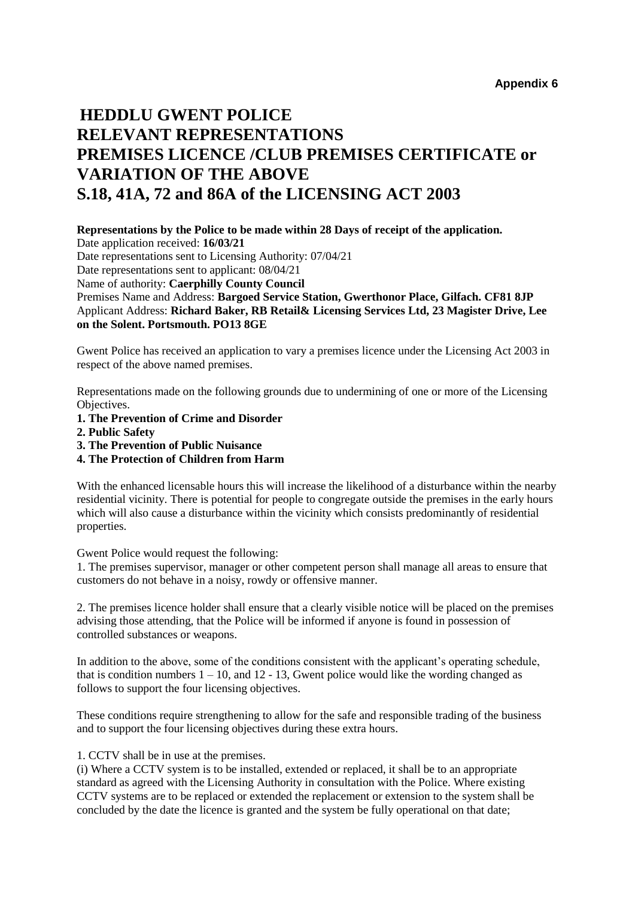**Appendix 6**

# HEDDLU GWENT POLICE
# RELEVANT REPRESENTATIONS
# PREMISES LICENCE /CLUB PREMISES CERTIFICATE or VARIATION OF THE ABOVE
# S.18, 41A, 72 and 86A of the LICENSING ACT 2003

**Representations by the Police to be made within 28 Days of receipt of the application.**
Date application received: **16/03/21**
Date representations sent to Licensing Authority: 07/04/21
Date representations sent to applicant: 08/04/21
Name of authority: **Caerphilly County Council**
Premises Name and Address: **Bargoed Service Station, Gwerthonor Place, Gilfach. CF81 8JP**
Applicant Address: **Richard Baker, RB Retail& Licensing Services Ltd, 23 Magister Drive, Lee on the Solent. Portsmouth. PO13 8GE**

Gwent Police has received an application to vary a premises licence under the Licensing Act 2003 in respect of the above named premises.

Representations made on the following grounds due to undermining of one or more of the Licensing Objectives.

**1. The Prevention of Crime and Disorder**
**2. Public Safety**
**3. The Prevention of Public Nuisance**
**4. The Protection of Children from Harm**

With the enhanced licensable hours this will increase the likelihood of a disturbance within the nearby residential vicinity. There is potential for people to congregate outside the premises in the early hours which will also cause a disturbance within the vicinity which consists predominantly of residential properties.

Gwent Police would request the following:

1. The premises supervisor, manager or other competent person shall manage all areas to ensure that customers do not behave in a noisy, rowdy or offensive manner.

2. The premises licence holder shall ensure that a clearly visible notice will be placed on the premises advising those attending, that the Police will be informed if anyone is found in possession of controlled substances or weapons.

In addition to the above, some of the conditions consistent with the applicant's operating schedule, that is condition numbers 1 – 10, and 12 - 13, Gwent police would like the wording changed as follows to support the four licensing objectives.

These conditions require strengthening to allow for the safe and responsible trading of the business and to support the four licensing objectives during these extra hours.

1. CCTV shall be in use at the premises.
(i) Where a CCTV system is to be installed, extended or replaced, it shall be to an appropriate standard as agreed with the Licensing Authority in consultation with the Police. Where existing CCTV systems are to be replaced or extended the replacement or extension to the system shall be concluded by the date the licence is granted and the system be fully operational on that date;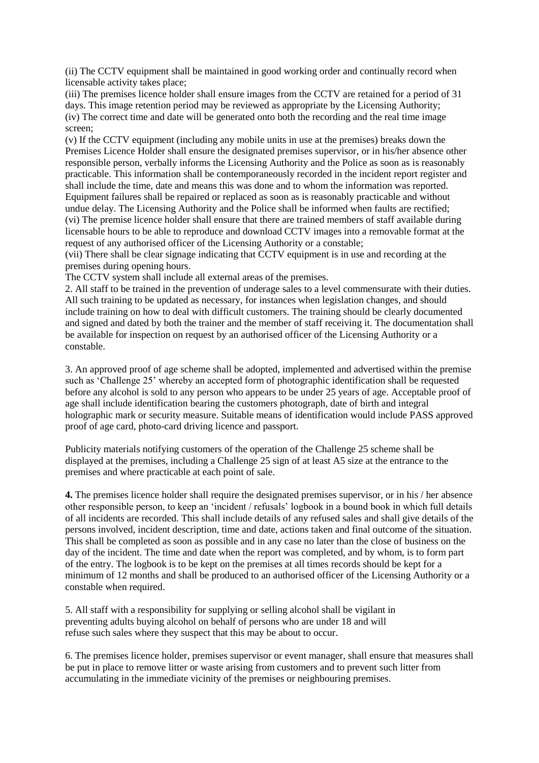(ii) The CCTV equipment shall be maintained in good working order and continually record when licensable activity takes place;

(iii) The premises licence holder shall ensure images from the CCTV are retained for a period of 31 days. This image retention period may be reviewed as appropriate by the Licensing Authority;

(iv) The correct time and date will be generated onto both the recording and the real time image screen;

(v) If the CCTV equipment (including any mobile units in use at the premises) breaks down the Premises Licence Holder shall ensure the designated premises supervisor, or in his/her absence other responsible person, verbally informs the Licensing Authority and the Police as soon as is reasonably practicable. This information shall be contemporaneously recorded in the incident report register and shall include the time, date and means this was done and to whom the information was reported. Equipment failures shall be repaired or replaced as soon as is reasonably practicable and without undue delay. The Licensing Authority and the Police shall be informed when faults are rectified;

(vi) The premise licence holder shall ensure that there are trained members of staff available during licensable hours to be able to reproduce and download CCTV images into a removable format at the request of any authorised officer of the Licensing Authority or a constable;

(vii) There shall be clear signage indicating that CCTV equipment is in use and recording at the premises during opening hours.

The CCTV system shall include all external areas of the premises.

2. All staff to be trained in the prevention of underage sales to a level commensurate with their duties. All such training to be updated as necessary, for instances when legislation changes, and should include training on how to deal with difficult customers. The training should be clearly documented and signed and dated by both the trainer and the member of staff receiving it. The documentation shall be available for inspection on request by an authorised officer of the Licensing Authority or a constable.

3. An approved proof of age scheme shall be adopted, implemented and advertised within the premise such as 'Challenge 25' whereby an accepted form of photographic identification shall be requested before any alcohol is sold to any person who appears to be under 25 years of age. Acceptable proof of age shall include identification bearing the customers photograph, date of birth and integral holographic mark or security measure. Suitable means of identification would include PASS approved proof of age card, photo-card driving licence and passport.

Publicity materials notifying customers of the operation of the Challenge 25 scheme shall be displayed at the premises, including a Challenge 25 sign of at least A5 size at the entrance to the premises and where practicable at each point of sale.

**4.** The premises licence holder shall require the designated premises supervisor, or in his / her absence other responsible person, to keep an 'incident / refusals' logbook in a bound book in which full details of all incidents are recorded. This shall include details of any refused sales and shall give details of the persons involved, incident description, time and date, actions taken and final outcome of the situation. This shall be completed as soon as possible and in any case no later than the close of business on the day of the incident. The time and date when the report was completed, and by whom, is to form part of the entry. The logbook is to be kept on the premises at all times records should be kept for a minimum of 12 months and shall be produced to an authorised officer of the Licensing Authority or a constable when required.

5. All staff with a responsibility for supplying or selling alcohol shall be vigilant in preventing adults buying alcohol on behalf of persons who are under 18 and will refuse such sales where they suspect that this may be about to occur.

6. The premises licence holder, premises supervisor or event manager, shall ensure that measures shall be put in place to remove litter or waste arising from customers and to prevent such litter from accumulating in the immediate vicinity of the premises or neighbouring premises.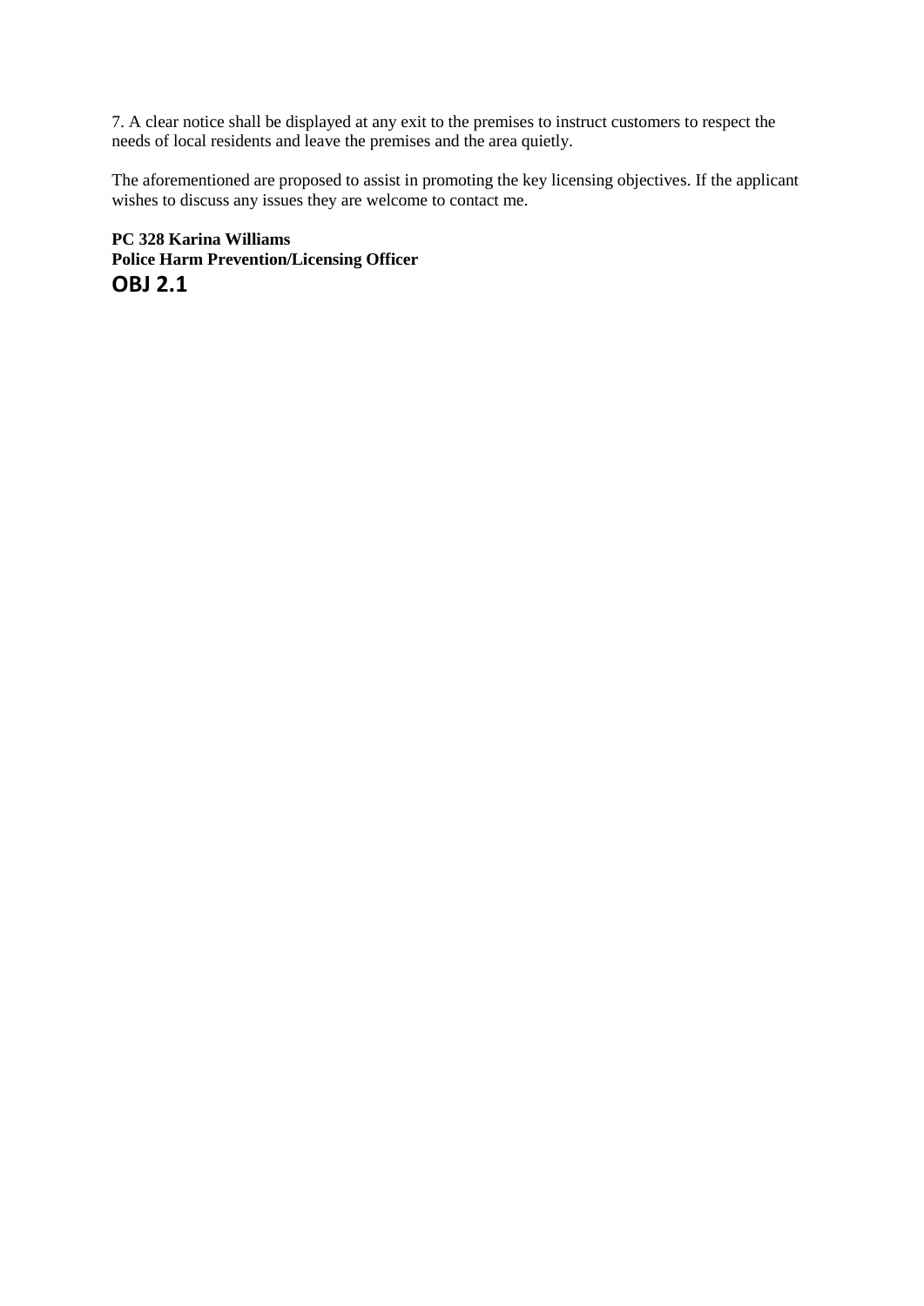7. A clear notice shall be displayed at any exit to the premises to instruct customers to respect the needs of local residents and leave the premises and the area quietly.

The aforementioned are proposed to assist in promoting the key licensing objectives. If the applicant wishes to discuss any issues they are welcome to contact me.

**PC 328 Karina Williams**
**Police Harm Prevention/Licensing Officer**

**OBJ 2.1**